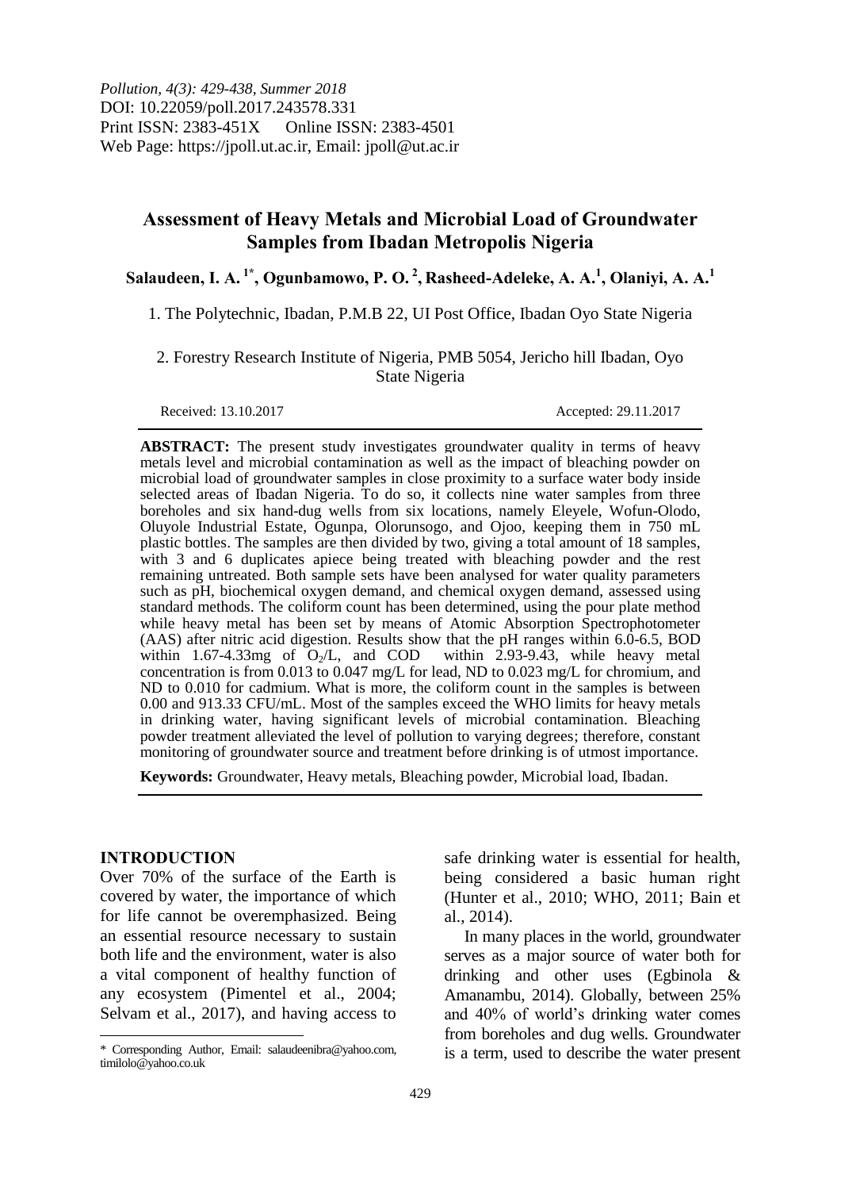*Pollution, 4(3): 429-438, Summer 2018*
DOI: 10.22059/poll.2017.243578.331
Print ISSN: 2383-451X Online ISSN: 2383-4501
Web Page: https://jpoll.ut.ac.ir, Email: jpoll@ut.ac.ir

# Assessment of Heavy Metals and Microbial Load of Groundwater Samples from Ibadan Metropolis Nigeria

**Salaudeen, I. A.[1*], Ogunbamowo, P. O.[2], Rasheed-Adeleke, A. A.[1], Olaniyi, A. A.[1]**

1. The Polytechnic, Ibadan, P.M.B 22, UI Post Office, Ibadan Oyo State Nigeria

2. Forestry Research Institute of Nigeria, PMB 5054, Jericho hill Ibadan, Oyo State Nigeria

Received: 13.10.2017 Accepted: 29.11.2017

**ABSTRACT:** The present study investigates groundwater quality in terms of heavy metals level and microbial contamination as well as the impact of bleaching powder on microbial load of groundwater samples in close proximity to a surface water body inside selected areas of Ibadan Nigeria. To do so, it collects nine water samples from three boreholes and six hand-dug wells from six locations, namely Eleyele, Wofun-Olodo, Oluyole Industrial Estate, Ogunpa, Olorunsogo, and Ojoo, keeping them in 750 mL plastic bottles. The samples are then divided by two, giving a total amount of 18 samples, with 3 and 6 duplicates apiece being treated with bleaching powder and the rest remaining untreated. Both sample sets have been analysed for water quality parameters such as pH, biochemical oxygen demand, and chemical oxygen demand, assessed using standard methods. The coliform count has been determined, using the pour plate method while heavy metal has been set by means of Atomic Absorption Spectrophotometer (AAS) after nitric acid digestion. Results show that the pH ranges within 6.0-6.5, BOD within 1.67-4.33mg of $O_2$/L, and COD within 2.93-9.43, while heavy metal concentration is from 0.013 to 0.047 mg/L for lead, ND to 0.023 mg/L for chromium, and ND to 0.010 for cadmium. What is more, the coliform count in the samples is between 0.00 and 913.33 CFU/mL. Most of the samples exceed the WHO limits for heavy metals in drinking water, having significant levels of microbial contamination. Bleaching powder treatment alleviated the level of pollution to varying degrees; therefore, constant monitoring of groundwater source and treatment before drinking is of utmost importance.

**Keywords:** Groundwater, Heavy metals, Bleaching powder, Microbial load, Ibadan.

## INTRODUCTION

Over 70% of the surface of the Earth is covered by water, the importance of which for life cannot be overemphasized. Being an essential resource necessary to sustain both life and the environment, water is also a vital component of healthy function of any ecosystem (Pimentel et al., 2004; Selvam et al., 2017), and having access to safe drinking water is essential for health, being considered a basic human right (Hunter et al., 2010; WHO, 2011; Bain et al., 2014).

In many places in the world, groundwater serves as a major source of water both for drinking and other uses (Egbinola & Amanambu, 2014). Globally, between 25% and 40% of world's drinking water comes from boreholes and dug wells. Groundwater is a term, used to describe the water present

\* Corresponding Author, Email: salaudeenibra@yahoo.com, timilolo@yahoo.co.uk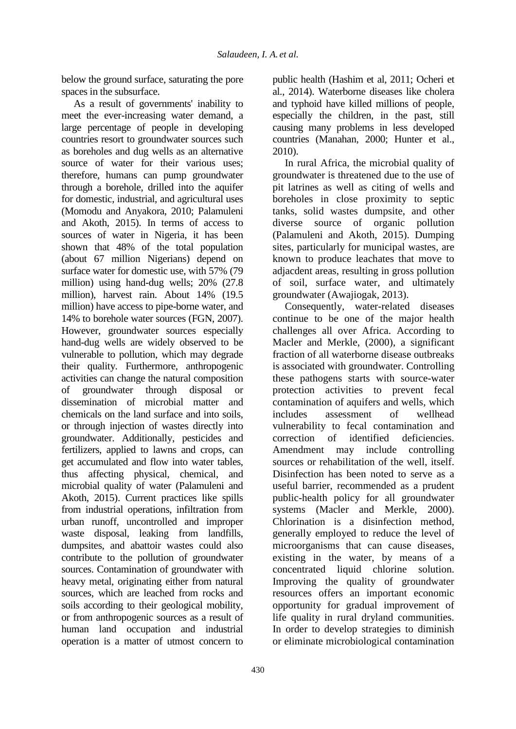below the ground surface, saturating the pore spaces in the subsurface.

As a result of governments' inability to meet the ever-increasing water demand, a large percentage of people in developing countries resort to groundwater sources such as boreholes and dug wells as an alternative source of water for their various uses; therefore, humans can pump groundwater through a borehole, drilled into the aquifer for domestic, industrial, and agricultural uses (Momodu and Anyakora, 2010; Palamuleni and Akoth, 2015). In terms of access to sources of water in Nigeria, it has been shown that 48% of the total population (about 67 million Nigerians) depend on surface water for domestic use, with 57% (79 million) using hand-dug wells; 20% (27.8 million), harvest rain. About 14% (19.5 million) have access to pipe-borne water, and 14% to borehole water sources (FGN, 2007). However, groundwater sources especially hand-dug wells are widely observed to be vulnerable to pollution, which may degrade their quality. Furthermore, anthropogenic activities can change the natural composition of groundwater through disposal or dissemination of microbial matter and chemicals on the land surface and into soils, or through injection of wastes directly into groundwater. Additionally, pesticides and fertilizers, applied to lawns and crops, can get accumulated and flow into water tables, thus affecting physical, chemical, and microbial quality of water (Palamuleni and Akoth, 2015). Current practices like spills from industrial operations, infiltration from urban runoff, uncontrolled and improper waste disposal, leaking from landfills, dumpsites, and abattoir wastes could also contribute to the pollution of groundwater sources. Contamination of groundwater with heavy metal, originating either from natural sources, which are leached from rocks and soils according to their geological mobility, or from anthropogenic sources as a result of human land occupation and industrial operation is a matter of utmost concern to public health (Hashim et al, 2011; Ocheri et al., 2014). Waterborne diseases like cholera and typhoid have killed millions of people, especially the children, in the past, still causing many problems in less developed countries (Manahan, 2000; Hunter et al., 2010).

In rural Africa, the microbial quality of groundwater is threatened due to the use of pit latrines as well as citing of wells and boreholes in close proximity to septic tanks, solid wastes dumpsite, and other diverse source of organic pollution (Palamuleni and Akoth, 2015). Dumping sites, particularly for municipal wastes, are known to produce leachates that move to adjacdent areas, resulting in gross pollution of soil, surface water, and ultimately groundwater (Awajiogak, 2013).

Consequently, water-related diseases continue to be one of the major health challenges all over Africa. According to Macler and Merkle, (2000), a significant fraction of all waterborne disease outbreaks is associated with groundwater. Controlling these pathogens starts with source-water protection activities to prevent fecal contamination of aquifers and wells, which includes assessment of wellhead vulnerability to fecal contamination and correction of identified deficiencies. Amendment may include controlling sources or rehabilitation of the well, itself. Disinfection has been noted to serve as a useful barrier, recommended as a prudent public-health policy for all groundwater systems (Macler and Merkle, 2000). Chlorination is a disinfection method, generally employed to reduce the level of microorganisms that can cause diseases, existing in the water, by means of a concentrated liquid chlorine solution. Improving the quality of groundwater resources offers an important economic opportunity for gradual improvement of life quality in rural dryland communities. In order to develop strategies to diminish or eliminate microbiological contamination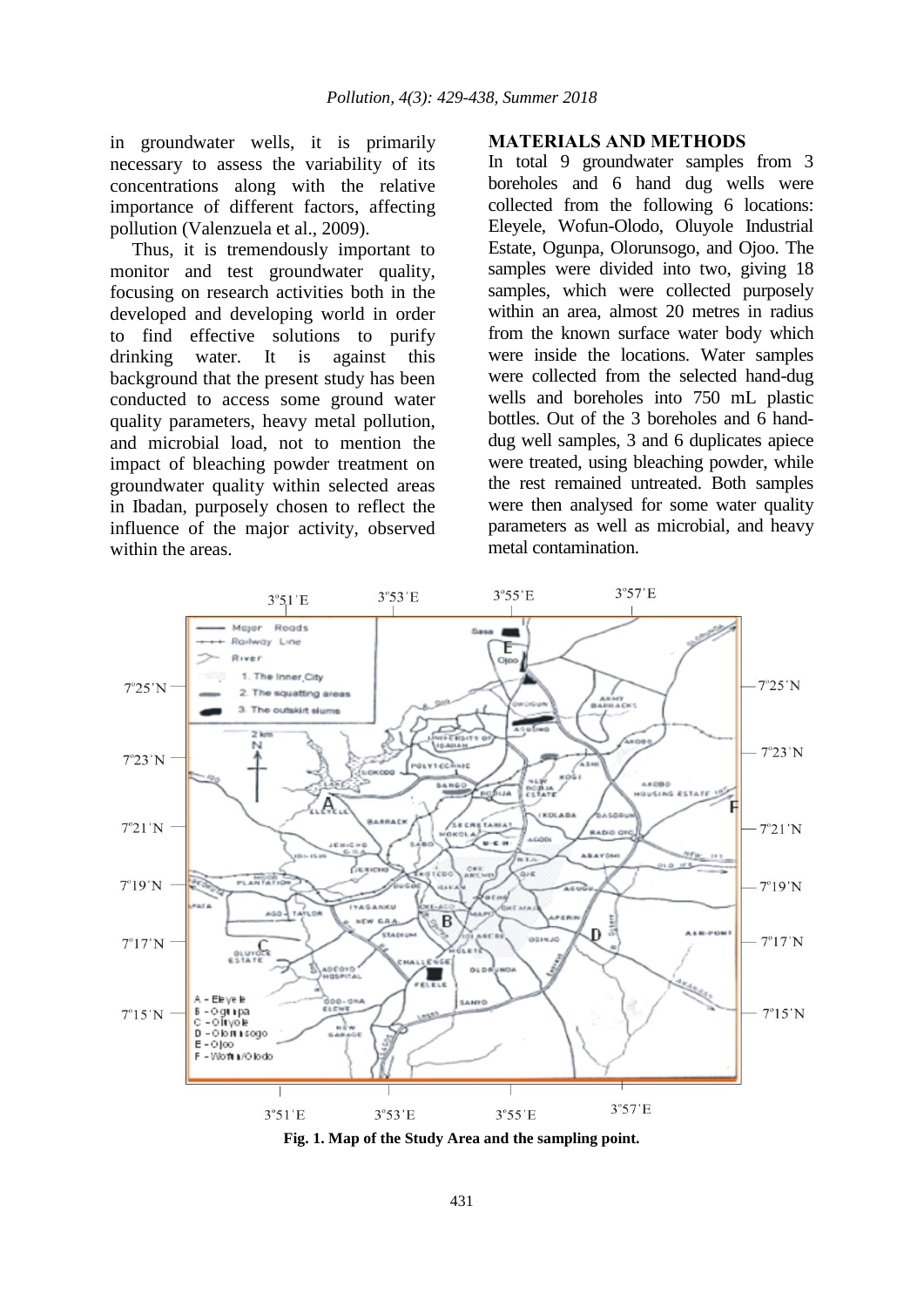in groundwater wells, it is primarily necessary to assess the variability of its concentrations along with the relative importance of different factors, affecting pollution (Valenzuela et al., 2009).

Thus, it is tremendously important to monitor and test groundwater quality, focusing on research activities both in the developed and developing world in order to find effective solutions to purify drinking water. It is against this background that the present study has been conducted to access some ground water quality parameters, heavy metal pollution, and microbial load, not to mention the impact of bleaching powder treatment on groundwater quality within selected areas in Ibadan, purposely chosen to reflect the influence of the major activity, observed within the areas.

## MATERIALS AND METHODS

In total 9 groundwater samples from 3 boreholes and 6 hand dug wells were collected from the following 6 locations: Eleyele, Wofun-Olodo, Oluyole Industrial Estate, Ogunpa, Olorunsogo, and Ojoo. The samples were divided into two, giving 18 samples, which were collected purposely within an area, almost 20 metres in radius from the known surface water body which were inside the locations. Water samples were collected from the selected hand-dug wells and boreholes into 750 mL plastic bottles. Out of the 3 boreholes and 6 hand-dug well samples, 3 and 6 duplicates apiece were treated, using bleaching powder, while the rest remained untreated. Both samples were then analysed for some water quality parameters as well as microbial, and heavy metal contamination.

**Fig. 1. Map of the Study Area and the sampling point.**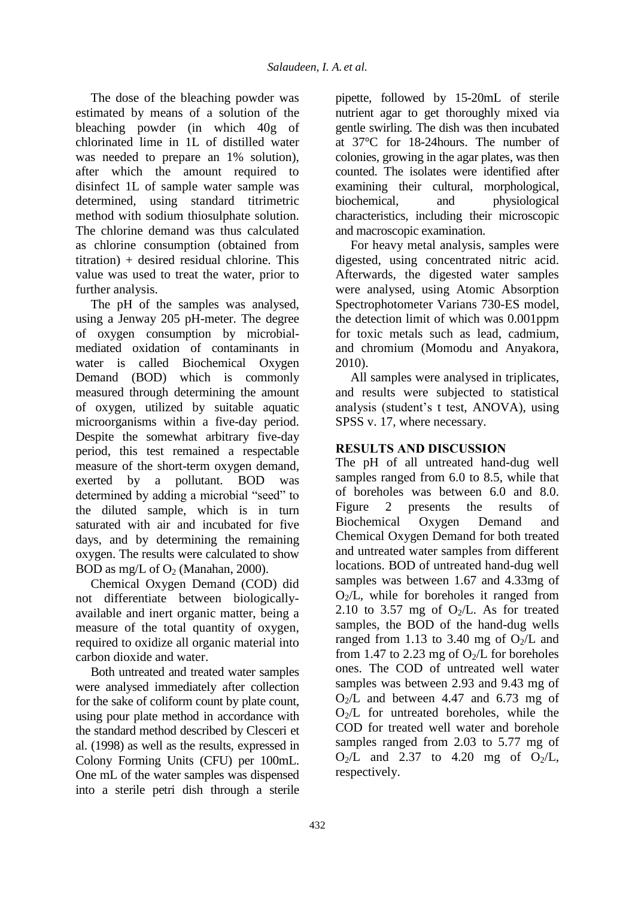The dose of the bleaching powder was estimated by means of a solution of the bleaching powder (in which 40g of chlorinated lime in 1L of distilled water was needed to prepare an 1% solution), after which the amount required to disinfect 1L of sample water sample was determined, using standard titrimetric method with sodium thiosulphate solution. The chlorine demand was thus calculated as chlorine consumption (obtained from titration) + desired residual chlorine. This value was used to treat the water, prior to further analysis.

The pH of the samples was analysed, using a Jenway 205 pH-meter. The degree of oxygen consumption by microbial-mediated oxidation of contaminants in water is called Biochemical Oxygen Demand (BOD) which is commonly measured through determining the amount of oxygen, utilized by suitable aquatic microorganisms within a five-day period. Despite the somewhat arbitrary five-day period, this test remained a respectable measure of the short-term oxygen demand, exerted by a pollutant. BOD was determined by adding a microbial "seed" to the diluted sample, which is in turn saturated with air and incubated for five days, and by determining the remaining oxygen. The results were calculated to show BOD as mg/L of $O_2$ (Manahan, 2000).

Chemical Oxygen Demand (COD) did not differentiate between biologically-available and inert organic matter, being a measure of the total quantity of oxygen, required to oxidize all organic material into carbon dioxide and water.

Both untreated and treated water samples were analysed immediately after collection for the sake of coliform count by plate count, using pour plate method in accordance with the standard method described by Clesceri et al. (1998) as well as the results, expressed in Colony Forming Units (CFU) per 100mL. One mL of the water samples was dispensed into a sterile petri dish through a sterile pipette, followed by 15-20mL of sterile nutrient agar to get thoroughly mixed via gentle swirling. The dish was then incubated at 37°C for 18-24hours. The number of colonies, growing in the agar plates, was then counted. The isolates were identified after examining their cultural, morphological, biochemical, and physiological characteristics, including their microscopic and macroscopic examination.

For heavy metal analysis, samples were digested, using concentrated nitric acid. Afterwards, the digested water samples were analysed, using Atomic Absorption Spectrophotometer Varians 730-ES model, the detection limit of which was 0.001ppm for toxic metals such as lead, cadmium, and chromium (Momodu and Anyakora, 2010).

All samples were analysed in triplicates, and results were subjected to statistical analysis (student's t test, ANOVA), using SPSS v. 17, where necessary.

## RESULTS AND DISCUSSION

The pH of all untreated hand-dug well samples ranged from 6.0 to 8.5, while that of boreholes was between 6.0 and 8.0. Figure 2 presents the results of Biochemical Oxygen Demand and Chemical Oxygen Demand for both treated and untreated water samples from different locations. BOD of untreated hand-dug well samples was between 1.67 and 4.33mg of $O_2$/L, while for boreholes it ranged from 2.10 to 3.57 mg of $O_2$/L. As for treated samples, the BOD of the hand-dug wells ranged from 1.13 to 3.40 mg of $O_2$/L and from 1.47 to 2.23 mg of $O_2$/L for boreholes ones. The COD of untreated well water samples was between 2.93 and 9.43 mg of $O_2$/L and between 4.47 and 6.73 mg of $O_2$/L for untreated boreholes, while the COD for treated well water and borehole samples ranged from 2.03 to 5.77 mg of $O_2$/L and 2.37 to 4.20 mg of $O_2$/L, respectively.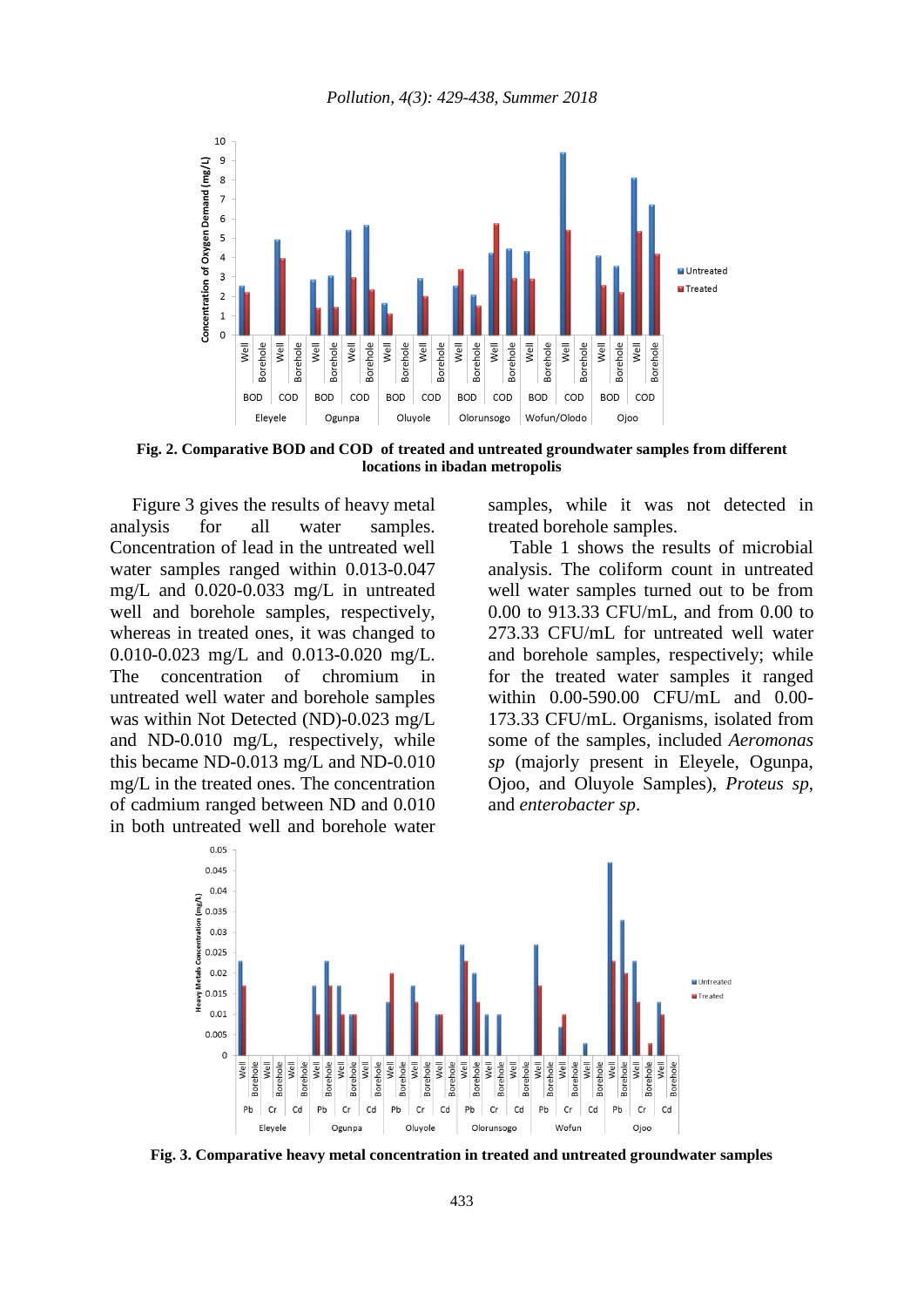**Fig. 2. Comparative BOD and COD of treated and untreated groundwater samples from different locations in ibadan metropolis**

Figure 3 gives the results of heavy metal analysis for all water samples. Concentration of lead in the untreated well water samples ranged within 0.013-0.047 mg/L and 0.020-0.033 mg/L in untreated well and borehole samples, respectively, whereas in treated ones, it was changed to 0.010-0.023 mg/L and 0.013-0.020 mg/L. The concentration of chromium in untreated well water and borehole samples was within Not Detected (ND)-0.023 mg/L and ND-0.010 mg/L, respectively, while this became ND-0.013 mg/L and ND-0.010 mg/L in the treated ones. The concentration of cadmium ranged between ND and 0.010 in both untreated well and borehole water samples, while it was not detected in treated borehole samples.

Table 1 shows the results of microbial analysis. The coliform count in untreated well water samples turned out to be from 0.00 to 913.33 CFU/mL, and from 0.00 to 273.33 CFU/mL for untreated well water and borehole samples, respectively; while for the treated water samples it ranged within 0.00-590.00 CFU/mL and 0.00-173.33 CFU/mL. Organisms, isolated from some of the samples, included *Aeromonas sp* (majorly present in Eleyele, Ogunpa, Ojoo, and Oluyole Samples), *Proteus sp*, and *enterobacter sp*.

**Fig. 3. Comparative heavy metal concentration in treated and untreated groundwater samples**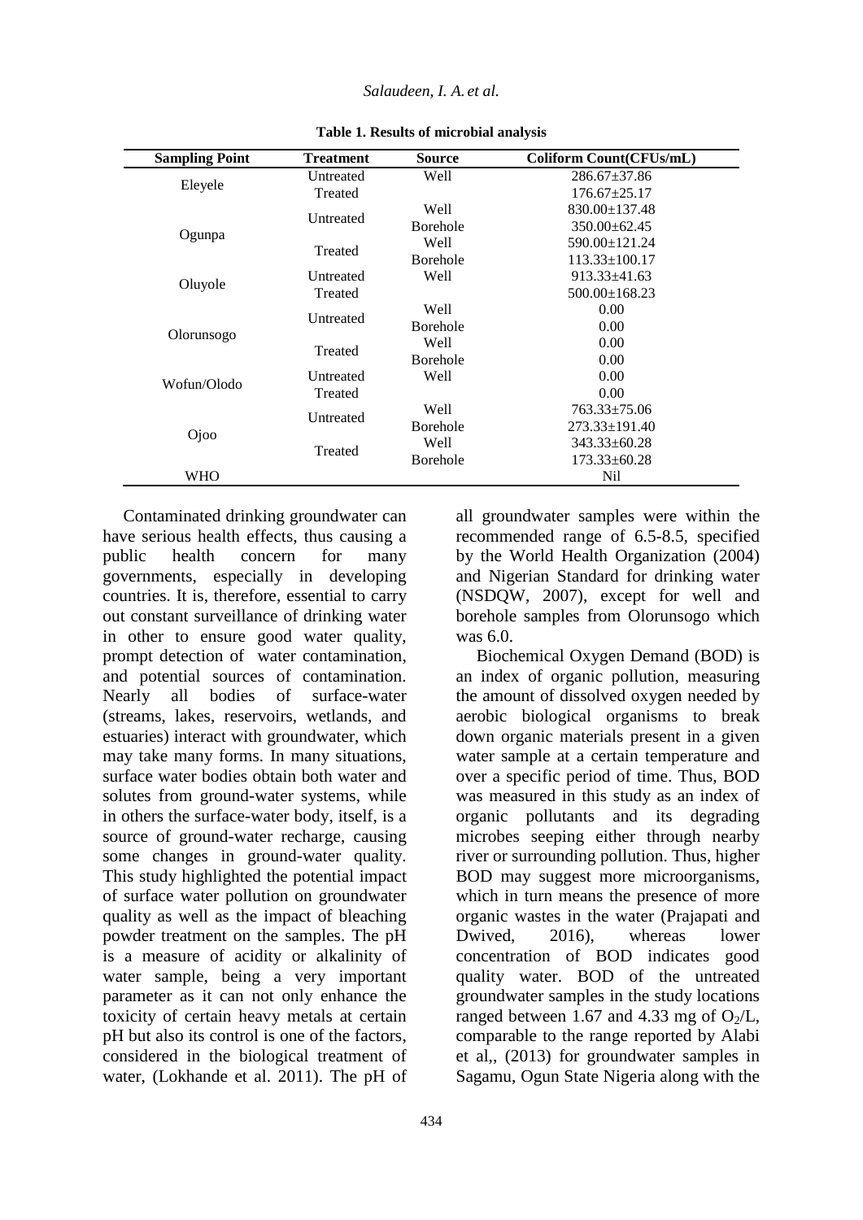**Table 1. Results of microbial analysis**

| Sampling Point | Treatment | Source | Coliform Count(CFUs/mL) |
|---|---|---|---|
| Eleyele | Untreated | Well | 286.67±37.86 |
| | Treated | | 176.67±25.17 |
| Ogunpa | Untreated | Well | 830.00±137.48 |
| | | Borehole | 350.00±62.45 |
| | Treated | Well | 590.00±121.24 |
| | | Borehole | 113.33±100.17 |
| Oluyole | Untreated | Well | 913.33±41.63 |
| | Treated | | 500.00±168.23 |
| Olorunsogo | Untreated | Well | 0.00 |
| | | Borehole | 0.00 |
| | Treated | Well | 0.00 |
| | | Borehole | 0.00 |
| Wofun/Olodo | Untreated | Well | 0.00 |
| | Treated | | 0.00 |
| Ojoo | Untreated | Well | 763.33±75.06 |
| | | Borehole | 273.33±191.40 |
| | Treated | Well | 343.33±60.28 |
| | | Borehole | 173.33±60.28 |
| WHO | | | Nil |

Contaminated drinking groundwater can have serious health effects, thus causing a public health concern for many governments, especially in developing countries. It is, therefore, essential to carry out constant surveillance of drinking water in other to ensure good water quality, prompt detection of water contamination, and potential sources of contamination. Nearly all bodies of surface-water (streams, lakes, reservoirs, wetlands, and estuaries) interact with groundwater, which may take many forms. In many situations, surface water bodies obtain both water and solutes from ground-water systems, while in others the surface-water body, itself, is a source of ground-water recharge, causing some changes in ground-water quality. This study highlighted the potential impact of surface water pollution on groundwater quality as well as the impact of bleaching powder treatment on the samples. The pH is a measure of acidity or alkalinity of water sample, being a very important parameter as it can not only enhance the toxicity of certain heavy metals at certain pH but also its control is one of the factors, considered in the biological treatment of water, (Lokhande et al. 2011). The pH of all groundwater samples were within the recommended range of 6.5-8.5, specified by the World Health Organization (2004) and Nigerian Standard for drinking water (NSDQW, 2007), except for well and borehole samples from Olorunsogo which was 6.0.

Biochemical Oxygen Demand (BOD) is an index of organic pollution, measuring the amount of dissolved oxygen needed by aerobic biological organisms to break down organic materials present in a given water sample at a certain temperature and over a specific period of time. Thus, BOD was measured in this study as an index of organic pollutants and its degrading microbes seeping either through nearby river or surrounding pollution. Thus, higher BOD may suggest more microorganisms, which in turn means the presence of more organic wastes in the water (Prajapati and Dwived, 2016), whereas lower concentration of BOD indicates good quality water. BOD of the untreated groundwater samples in the study locations ranged between 1.67 and 4.33 mg of $O_2$/L, comparable to the range reported by Alabi et al,, (2013) for groundwater samples in Sagamu, Ogun State Nigeria along with the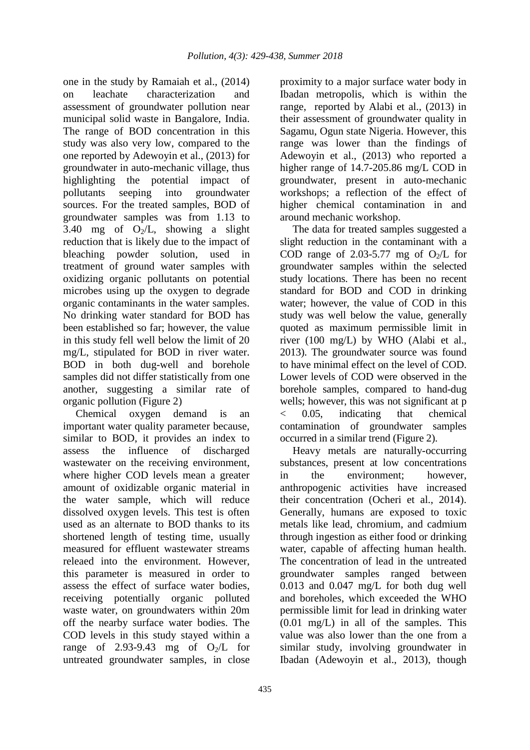one in the study by Ramaiah et al., (2014) on leachate characterization and assessment of groundwater pollution near municipal solid waste in Bangalore, India. The range of BOD concentration in this study was also very low, compared to the one reported by Adewoyin et al., (2013) for groundwater in auto-mechanic village, thus highlighting the potential impact of pollutants seeping into groundwater sources. For the treated samples, BOD of groundwater samples was from 1.13 to 3.40 mg of $O_2$/L, showing a slight reduction that is likely due to the impact of bleaching powder solution, used in treatment of ground water samples with oxidizing organic pollutants on potential microbes using up the oxygen to degrade organic contaminants in the water samples. No drinking water standard for BOD has been established so far; however, the value in this study fell well below the limit of 20 mg/L, stipulated for BOD in river water. BOD in both dug-well and borehole samples did not differ statistically from one another, suggesting a similar rate of organic pollution (Figure 2)

Chemical oxygen demand is an important water quality parameter because, similar to BOD, it provides an index to assess the influence of discharged wastewater on the receiving environment, where higher COD levels mean a greater amount of oxidizable organic material in the water sample, which will reduce dissolved oxygen levels. This test is often used as an alternate to BOD thanks to its shortened length of testing time, usually measured for effluent wastewater streams releaed into the environment. However, this parameter is measured in order to assess the effect of surface water bodies, receiving potentially organic polluted waste water, on groundwaters within 20m off the nearby surface water bodies. The COD levels in this study stayed within a range of 2.93-9.43 mg of $O_2$/L for untreated groundwater samples, in close proximity to a major surface water body in Ibadan metropolis, which is within the range, reported by Alabi et al., (2013) in their assessment of groundwater quality in Sagamu, Ogun state Nigeria. However, this range was lower than the findings of Adewoyin et al., (2013) who reported a higher range of 14.7-205.86 mg/L COD in groundwater, present in auto-mechanic workshops; a reflection of the effect of higher chemical contamination in and around mechanic workshop.

The data for treated samples suggested a slight reduction in the contaminant with a COD range of 2.03-5.77 mg of $O_2$/L for groundwater samples within the selected study locations. There has been no recent standard for BOD and COD in drinking water; however, the value of COD in this study was well below the value, generally quoted as maximum permissible limit in river (100 mg/L) by WHO (Alabi et al., 2013). The groundwater source was found to have minimal effect on the level of COD. Lower levels of COD were observed in the borehole samples, compared to hand-dug wells; however, this was not significant at $p < 0.05$, indicating that chemical contamination of groundwater samples occurred in a similar trend (Figure 2).

Heavy metals are naturally-occurring substances, present at low concentrations in the environment; however, anthropogenic activities have increased their concentration (Ocheri et al., 2014). Generally, humans are exposed to toxic metals like lead, chromium, and cadmium through ingestion as either food or drinking water, capable of affecting human health. The concentration of lead in the untreated groundwater samples ranged between 0.013 and 0.047 mg/L for both dug well and boreholes, which exceeded the WHO permissible limit for lead in drinking water (0.01 mg/L) in all of the samples. This value was also lower than the one from a similar study, involving groundwater in Ibadan (Adewoyin et al., 2013), though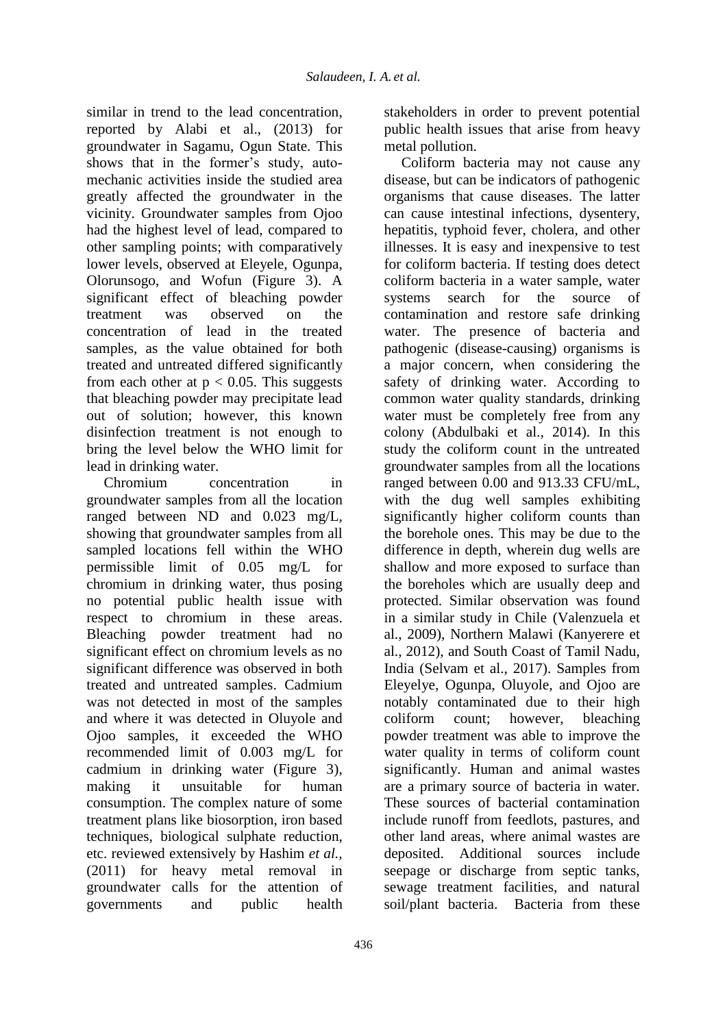similar in trend to the lead concentration, reported by Alabi et al., (2013) for groundwater in Sagamu, Ogun State. This shows that in the former's study, auto-mechanic activities inside the studied area greatly affected the groundwater in the vicinity. Groundwater samples from Ojoo had the highest level of lead, compared to other sampling points; with comparatively lower levels, observed at Eleyele, Ogunpa, Olorunsogo, and Wofun (Figure 3). A significant effect of bleaching powder treatment was observed on the concentration of lead in the treated samples, as the value obtained for both treated and untreated differed significantly from each other at $p < 0.05$. This suggests that bleaching powder may precipitate lead out of solution; however, this known disinfection treatment is not enough to bring the level below the WHO limit for lead in drinking water.

Chromium concentration in groundwater samples from all the location ranged between ND and 0.023 mg/L, showing that groundwater samples from all sampled locations fell within the WHO permissible limit of 0.05 mg/L for chromium in drinking water, thus posing no potential public health issue with respect to chromium in these areas. Bleaching powder treatment had no significant effect on chromium levels as no significant difference was observed in both treated and untreated samples. Cadmium was not detected in most of the samples and where it was detected in Oluyole and Ojoo samples, it exceeded the WHO recommended limit of 0.003 mg/L for cadmium in drinking water (Figure 3), making it unsuitable for human consumption. The complex nature of some treatment plans like biosorption, iron based techniques, biological sulphate reduction, etc. reviewed extensively by Hashim *et al.*, (2011) for heavy metal removal in groundwater calls for the attention of governments and public health stakeholders in order to prevent potential public health issues that arise from heavy metal pollution.

Coliform bacteria may not cause any disease, but can be indicators of pathogenic organisms that cause diseases. The latter can cause intestinal infections, dysentery, hepatitis, typhoid fever, cholera, and other illnesses. It is easy and inexpensive to test for coliform bacteria. If testing does detect coliform bacteria in a water sample, water systems search for the source of contamination and restore safe drinking water. The presence of bacteria and pathogenic (disease-causing) organisms is a major concern, when considering the safety of drinking water. According to common water quality standards, drinking water must be completely free from any colony (Abdulbaki et al., 2014). In this study the coliform count in the untreated groundwater samples from all the locations ranged between 0.00 and 913.33 CFU/mL, with the dug well samples exhibiting significantly higher coliform counts than the borehole ones. This may be due to the difference in depth, wherein dug wells are shallow and more exposed to surface than the boreholes which are usually deep and protected. Similar observation was found in a similar study in Chile (Valenzuela et al., 2009), Northern Malawi (Kanyerere et al., 2012), and South Coast of Tamil Nadu, India (Selvam et al., 2017). Samples from Eleyelye, Ogunpa, Oluyole, and Ojoo are notably contaminated due to their high coliform count; however, bleaching powder treatment was able to improve the water quality in terms of coliform count significantly. Human and animal wastes are a primary source of bacteria in water. These sources of bacterial contamination include runoff from feedlots, pastures, and other land areas, where animal wastes are deposited. Additional sources include seepage or discharge from septic tanks, sewage treatment facilities, and natural soil/plant bacteria. Bacteria from these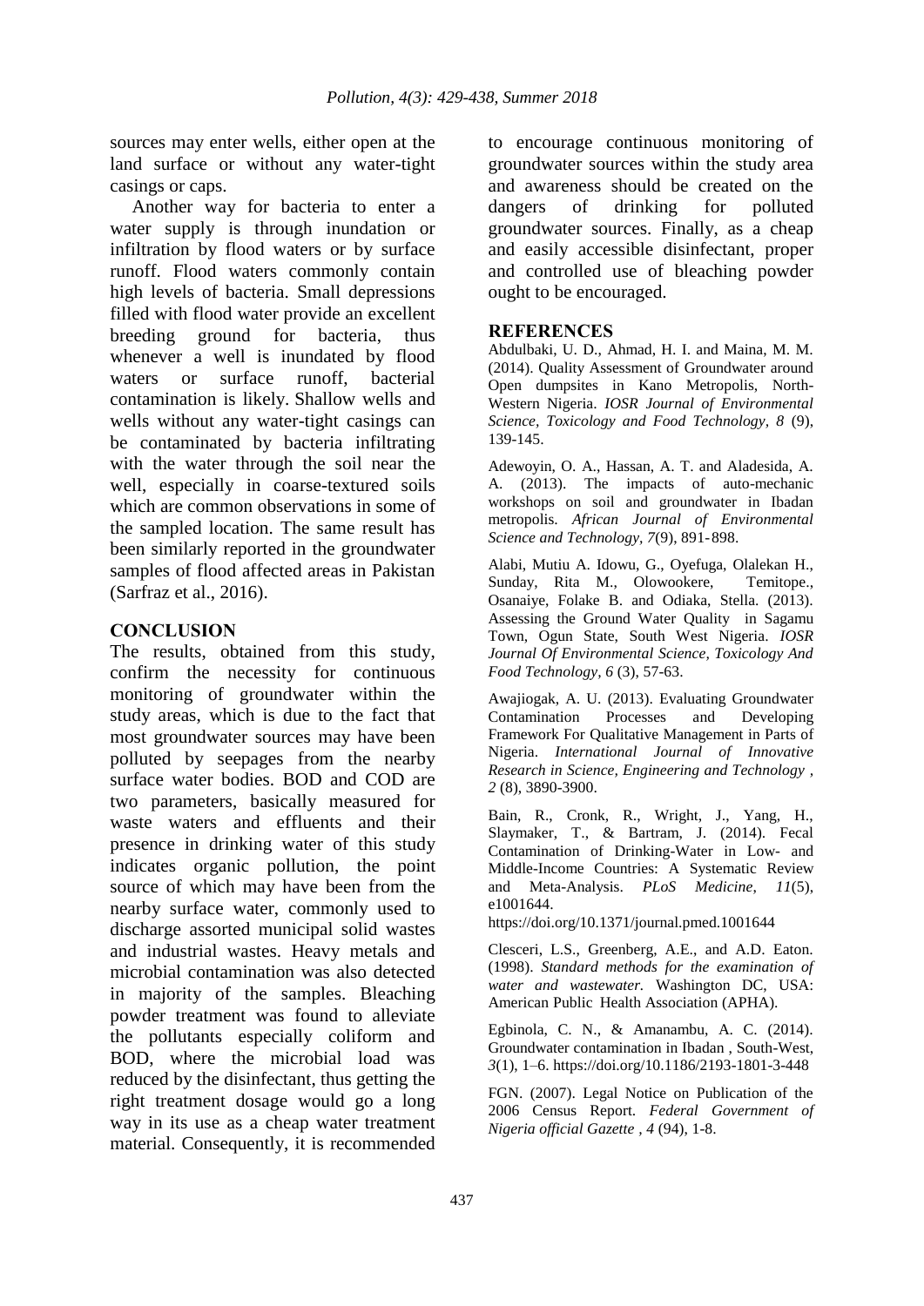sources may enter wells, either open at the land surface or without any water-tight casings or caps.

Another way for bacteria to enter a water supply is through inundation or infiltration by flood waters or by surface runoff. Flood waters commonly contain high levels of bacteria. Small depressions filled with flood water provide an excellent breeding ground for bacteria, thus whenever a well is inundated by flood waters or surface runoff, bacterial contamination is likely. Shallow wells and wells without any water-tight casings can be contaminated by bacteria infiltrating with the water through the soil near the well, especially in coarse-textured soils which are common observations in some of the sampled location. The same result has been similarly reported in the groundwater samples of flood affected areas in Pakistan (Sarfraz et al., 2016).

## CONCLUSION

The results, obtained from this study, confirm the necessity for continuous monitoring of groundwater within the study areas, which is due to the fact that most groundwater sources may have been polluted by seepages from the nearby surface water bodies. BOD and COD are two parameters, basically measured for waste waters and effluents and their presence in drinking water of this study indicates organic pollution, the point source of which may have been from the nearby surface water, commonly used to discharge assorted municipal solid wastes and industrial wastes. Heavy metals and microbial contamination was also detected in majority of the samples. Bleaching powder treatment was found to alleviate the pollutants especially coliform and BOD, where the microbial load was reduced by the disinfectant, thus getting the right treatment dosage would go a long way in its use as a cheap water treatment material. Consequently, it is recommended to encourage continuous monitoring of groundwater sources within the study area and awareness should be created on the dangers of drinking for polluted groundwater sources. Finally, as a cheap and easily accessible disinfectant, proper and controlled use of bleaching powder ought to be encouraged.

## REFERENCES

Abdulbaki, U. D., Ahmad, H. I. and Maina, M. M. (2014). Quality Assessment of Groundwater around Open dumpsites in Kano Metropolis, North-Western Nigeria. *IOSR Journal of Environmental Science, Toxicology and Food Technology, 8* (9), 139-145.

Adewoyin, O. A., Hassan, A. T. and Aladesida, A. A. (2013). The impacts of auto-mechanic workshops on soil and groundwater in Ibadan metropolis. *African Journal of Environmental Science and Technology, 7*(9), 891-898.

Alabi, Mutiu A. Idowu, G., Oyefuga, Olalekan H., Sunday, Rita M., Olowookere, Temitope., Osanaiye, Folake B. and Odiaka, Stella. (2013). Assessing the Ground Water Quality in Sagamu Town, Ogun State, South West Nigeria. *IOSR Journal Of Environmental Science, Toxicology And Food Technology, 6* (3), 57-63.

Awajiogak, A. U. (2013). Evaluating Groundwater Contamination Processes and Developing Framework For Qualitative Management in Parts of Nigeria. *International Journal of Innovative Research in Science, Engineering and Technology , 2* (8), 3890-3900.

Bain, R., Cronk, R., Wright, J., Yang, H., Slaymaker, T., & Bartram, J. (2014). Fecal Contamination of Drinking-Water in Low- and Middle-Income Countries: A Systematic Review and Meta-Analysis. *PLoS Medicine, 11*(5), e1001644. https://doi.org/10.1371/journal.pmed.1001644

Clesceri, L.S., Greenberg, A.E., and A.D. Eaton. (1998). *Standard methods for the examination of water and wastewater.* Washington DC, USA: American Public Health Association (APHA).

Egbinola, C. N., & Amanambu, A. C. (2014). Groundwater contamination in Ibadan , South-West, *3*(1), 1–6. https://doi.org/10.1186/2193-1801-3-448

FGN. (2007). Legal Notice on Publication of the 2006 Census Report. *Federal Government of Nigeria official Gazette , 4* (94), 1-8.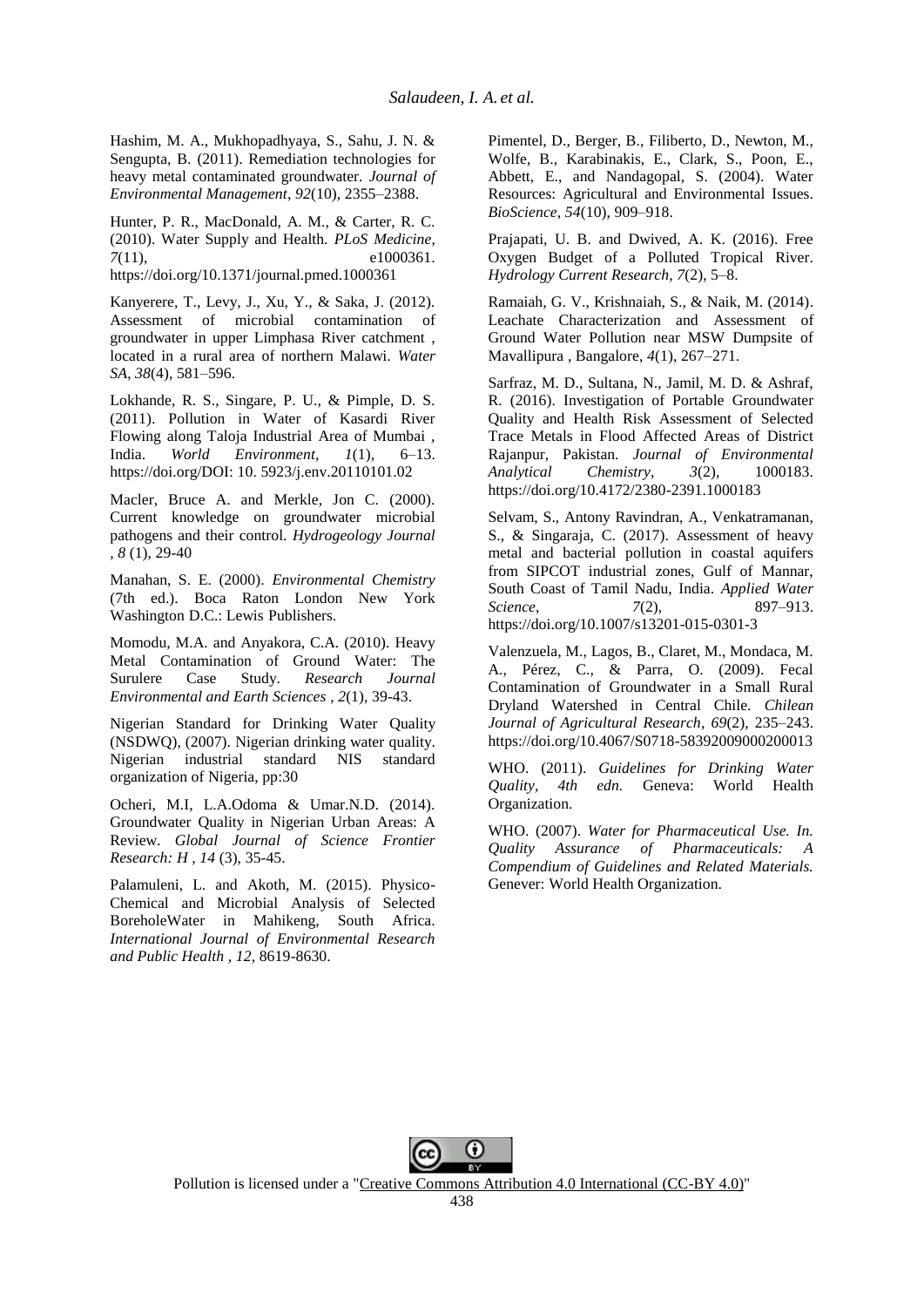Hashim, M. A., Mukhopadhyaya, S., Sahu, J. N. & Sengupta, B. (2011). Remediation technologies for heavy metal contaminated groundwater. *Journal of Environmental Management*, *92*(10), 2355–2388.

Hunter, P. R., MacDonald, A. M., & Carter, R. C. (2010). Water Supply and Health. *PLoS Medicine*, *7*(11), e1000361. https://doi.org/10.1371/journal.pmed.1000361

Kanyerere, T., Levy, J., Xu, Y., & Saka, J. (2012). Assessment of microbial contamination of groundwater in upper Limphasa River catchment , located in a rural area of northern Malawi. *Water SA*, *38*(4), 581–596.

Lokhande, R. S., Singare, P. U., & Pimple, D. S. (2011). Pollution in Water of Kasardi River Flowing along Taloja Industrial Area of Mumbai , India. *World Environment*, *1*(1), 6–13. https://doi.org/DOI: 10. 5923/j.env.20110101.02

Macler, Bruce A. and Merkle, Jon C. (2000). Current knowledge on groundwater microbial pathogens and their control. *Hydrogeology Journal* , *8* (1), 29-40

Manahan, S. E. (2000). *Environmental Chemistry* (7th ed.). Boca Raton London New York Washington D.C.: Lewis Publishers.

Momodu, M.A. and Anyakora, C.A. (2010). Heavy Metal Contamination of Ground Water: The Surulere Case Study. *Research Journal Environmental and Earth Sciences* , *2*(1), 39-43.

Nigerian Standard for Drinking Water Quality (NSDWQ), (2007). Nigerian drinking water quality. Nigerian industrial standard NIS standard organization of Nigeria, pp:30

Ocheri, M.I, L.A.Odoma & Umar.N.D. (2014). Groundwater Quality in Nigerian Urban Areas: A Review. *Global Journal of Science Frontier Research: H* , *14* (3), 35-45.

Palamuleni, L. and Akoth, M. (2015). Physico-Chemical and Microbial Analysis of Selected BoreholeWater in Mahikeng, South Africa. *International Journal of Environmental Research and Public Health* , *12*, 8619-8630.

Pimentel, D., Berger, B., Filiberto, D., Newton, M., Wolfe, B., Karabinakis, E., Clark, S., Poon, E., Abbett, E., and Nandagopal, S. (2004). Water Resources: Agricultural and Environmental Issues. *BioScience*, *54*(10), 909–918.

Prajapati, U. B. and Dwived, A. K. (2016). Free Oxygen Budget of a Polluted Tropical River. *Hydrology Current Research*, *7*(2), 5–8.

Ramaiah, G. V., Krishnaiah, S., & Naik, M. (2014). Leachate Characterization and Assessment of Ground Water Pollution near MSW Dumpsite of Mavallipura , Bangalore, *4*(1), 267–271.

Sarfraz, M. D., Sultana, N., Jamil, M. D. & Ashraf, R. (2016). Investigation of Portable Groundwater Quality and Health Risk Assessment of Selected Trace Metals in Flood Affected Areas of District Rajanpur, Pakistan. *Journal of Environmental Analytical Chemistry*, *3*(2), 1000183. https://doi.org/10.4172/2380-2391.1000183

Selvam, S., Antony Ravindran, A., Venkatramanan, S., & Singaraja, C. (2017). Assessment of heavy metal and bacterial pollution in coastal aquifers from SIPCOT industrial zones, Gulf of Mannar, South Coast of Tamil Nadu, India. *Applied Water Science*, *7*(2), 897–913. https://doi.org/10.1007/s13201-015-0301-3

Valenzuela, M., Lagos, B., Claret, M., Mondaca, M. A., Pérez, C., & Parra, O. (2009). Fecal Contamination of Groundwater in a Small Rural Dryland Watershed in Central Chile. *Chilean Journal of Agricultural Research*, *69*(2), 235–243. https://doi.org/10.4067/S0718-58392009000200013

WHO. (2011). *Guidelines for Drinking Water Quality, 4th edn.* Geneva: World Health Organization.

WHO. (2007). *Water for Pharmaceutical Use. In. Quality Assurance of Pharmaceuticals: A Compendium of Guidelines and Related Materials.* Genever: World Health Organization.

Pollution is licensed under a "Creative Commons Attribution 4.0 International (CC-BY 4.0)"